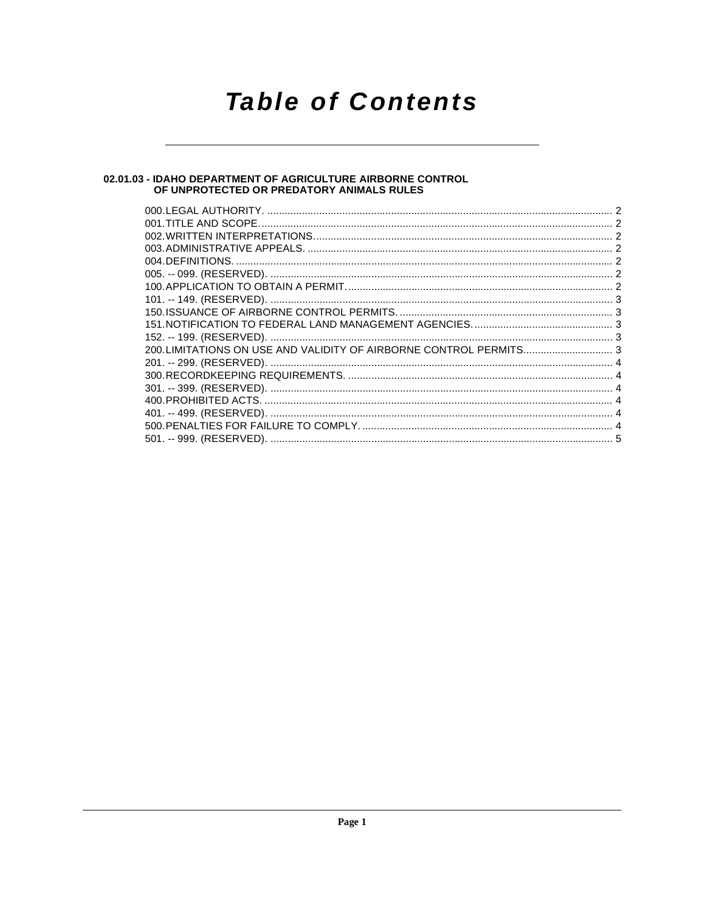# Table of Contents

## 02.01.03 - IDAHO DEPARTMENT OF AGRICULTURE AIRBORNE CONTROL OF UNPROTECTED OR PREDATORY ANIMALS RULES

000. LEGAL AUTHORITY. ........................................................ 2
001. TITLE AND SCOPE. ........................................................ 2
002. WRITTEN INTERPRETATIONS. ........................................................ 2
003. ADMINISTRATIVE APPEALS. ........................................................ 2
004. DEFINITIONS. ........................................................ 2
005. -- 099. (RESERVED). ........................................................ 2
100. APPLICATION TO OBTAIN A PERMIT. ........................................................ 2
101. -- 149. (RESERVED). ........................................................ 3
150. ISSUANCE OF AIRBORNE CONTROL PERMITS. ........................................................ 3
151. NOTIFICATION TO FEDERAL LAND MANAGEMENT AGENCIES. ........................................................ 3
152. -- 199. (RESERVED). ........................................................ 3
200. LIMITATIONS ON USE AND VALIDITY OF AIRBORNE CONTROL PERMITS. ........................................................ 3
201. -- 299. (RESERVED). ........................................................ 4
300. RECORDKEEPING REQUIREMENTS. ........................................................ 4
301. -- 399. (RESERVED). ........................................................ 4
400. PROHIBITED ACTS. ........................................................ 4
401. -- 499. (RESERVED). ........................................................ 4
500. PENALTIES FOR FAILURE TO COMPLY. ........................................................ 4
501. -- 999. (RESERVED). ........................................................ 5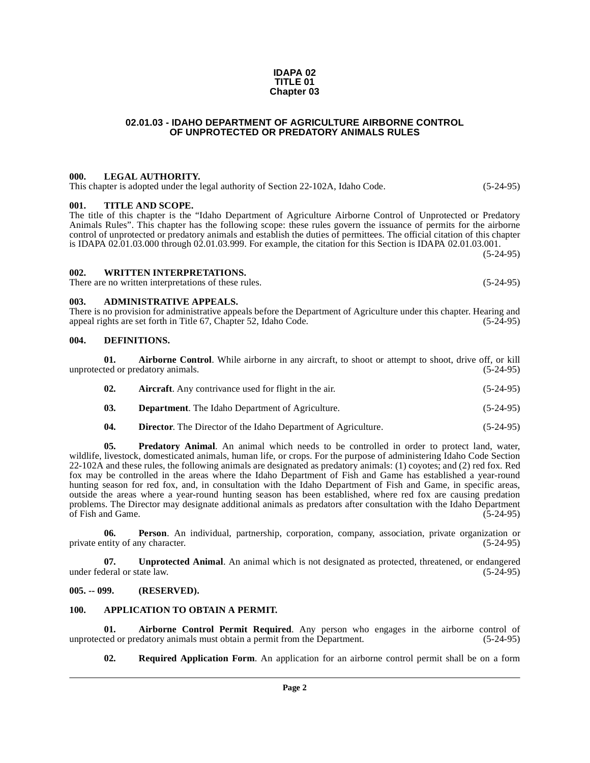**IDAPA 02**
**TITLE 01**
**Chapter 03**

## 02.01.03 - IDAHO DEPARTMENT OF AGRICULTURE AIRBORNE CONTROL OF UNPROTECTED OR PREDATORY ANIMALS RULES

### 000. LEGAL AUTHORITY.

This chapter is adopted under the legal authority of Section 22-102A, Idaho Code. (5-24-95)

### 001. TITLE AND SCOPE.

The title of this chapter is the "Idaho Department of Agriculture Airborne Control of Unprotected or Predatory Animals Rules". This chapter has the following scope: these rules govern the issuance of permits for the airborne control of unprotected or predatory animals and establish the duties of permittees. The official citation of this chapter is IDAPA 02.01.03.000 through 02.01.03.999. For example, the citation for this Section is IDAPA 02.01.03.001. (5-24-95)

### 002. WRITTEN INTERPRETATIONS.

There are no written interpretations of these rules. (5-24-95)

### 003. ADMINISTRATIVE APPEALS.

There is no provision for administrative appeals before the Department of Agriculture under this chapter. Hearing and appeal rights are set forth in Title 67, Chapter 52, Idaho Code. (5-24-95)

### 004. DEFINITIONS.

**01. Airborne Control**. While airborne in any aircraft, to shoot or attempt to shoot, drive off, or kill unprotected or predatory animals. (5-24-95)

**02. Aircraft**. Any contrivance used for flight in the air. (5-24-95)

**03. Department**. The Idaho Department of Agriculture. (5-24-95)

**04. Director**. The Director of the Idaho Department of Agriculture. (5-24-95)

**05. Predatory Animal**. An animal which needs to be controlled in order to protect land, water, wildlife, livestock, domesticated animals, human life, or crops. For the purpose of administering Idaho Code Section 22-102A and these rules, the following animals are designated as predatory animals: (1) coyotes; and (2) red fox. Red fox may be controlled in the areas where the Idaho Department of Fish and Game has established a year-round hunting season for red fox, and, in consultation with the Idaho Department of Fish and Game, in specific areas, outside the areas where a year-round hunting season has been established, where red fox are causing predation problems. The Director may designate additional animals as predators after consultation with the Idaho Department of Fish and Game. (5-24-95)

**06. Person**. An individual, partnership, corporation, company, association, private organization or private entity of any character. (5-24-95)

**07. Unprotected Animal**. An animal which is not designated as protected, threatened, or endangered under federal or state law. (5-24-95)

### 005. -- 099. (RESERVED).

### 100. APPLICATION TO OBTAIN A PERMIT.

**01. Airborne Control Permit Required**. Any person who engages in the airborne control of unprotected or predatory animals must obtain a permit from the Department. (5-24-95)

**02. Required Application Form**. An application for an airborne control permit shall be on a form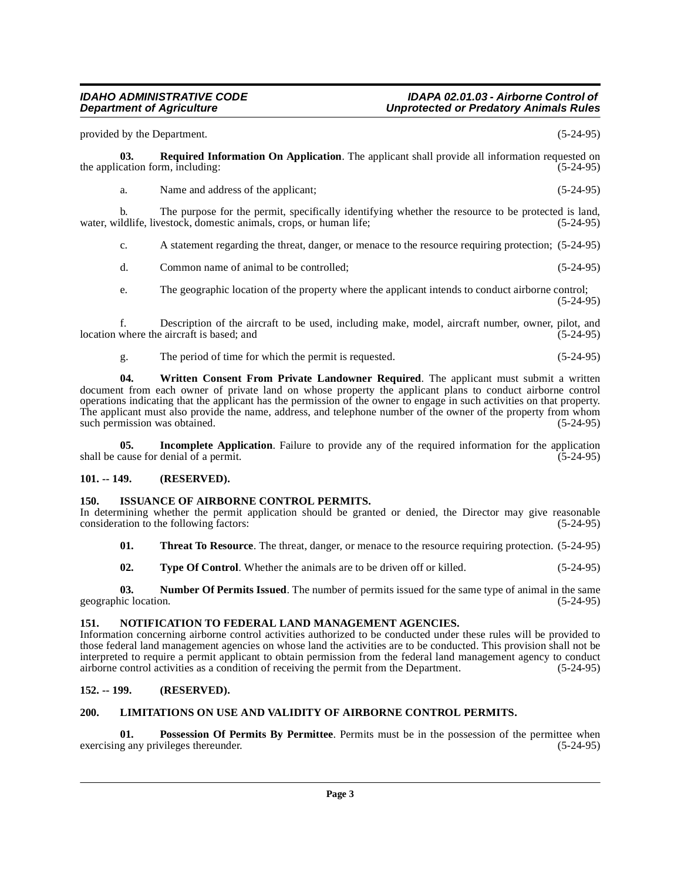provided by the Department. (5-24-95)

**03. Required Information On Application**. The applicant shall provide all information requested on the application form, including: (5-24-95)

a. Name and address of the applicant; (5-24-95)

b. The purpose for the permit, specifically identifying whether the resource to be protected is land, water, wildlife, livestock, domestic animals, crops, or human life; (5-24-95)

c. A statement regarding the threat, danger, or menace to the resource requiring protection; (5-24-95)

d. Common name of animal to be controlled; (5-24-95)

e. The geographic location of the property where the applicant intends to conduct airborne control; (5-24-95)

f. Description of the aircraft to be used, including make, model, aircraft number, owner, pilot, and location where the aircraft is based; and (5-24-95)

g. The period of time for which the permit is requested. (5-24-95)

**04. Written Consent From Private Landowner Required**. The applicant must submit a written document from each owner of private land on whose property the applicant plans to conduct airborne control operations indicating that the applicant has the permission of the owner to engage in such activities on that property. The applicant must also provide the name, address, and telephone number of the owner of the property from whom such permission was obtained. (5-24-95)

**05. Incomplete Application**. Failure to provide any of the required information for the application shall be cause for denial of a permit. (5-24-95)

**101. -- 149. (RESERVED).**

**150. ISSUANCE OF AIRBORNE CONTROL PERMITS.**

In determining whether the permit application should be granted or denied, the Director may give reasonable consideration to the following factors: (5-24-95)

**01. Threat To Resource**. The threat, danger, or menace to the resource requiring protection. (5-24-95)

**02. Type Of Control**. Whether the animals are to be driven off or killed. (5-24-95)

**03. Number Of Permits Issued**. The number of permits issued for the same type of animal in the same geographic location. (5-24-95)

**151. NOTIFICATION TO FEDERAL LAND MANAGEMENT AGENCIES.**

Information concerning airborne control activities authorized to be conducted under these rules will be provided to those federal land management agencies on whose land the activities are to be conducted. This provision shall not be interpreted to require a permit applicant to obtain permission from the federal land management agency to conduct airborne control activities as a condition of receiving the permit from the Department. (5-24-95)

**152. -- 199. (RESERVED).**

**200. LIMITATIONS ON USE AND VALIDITY OF AIRBORNE CONTROL PERMITS.**

**01. Possession Of Permits By Permittee**. Permits must be in the possession of the permittee when exercising any privileges thereunder. (5-24-95)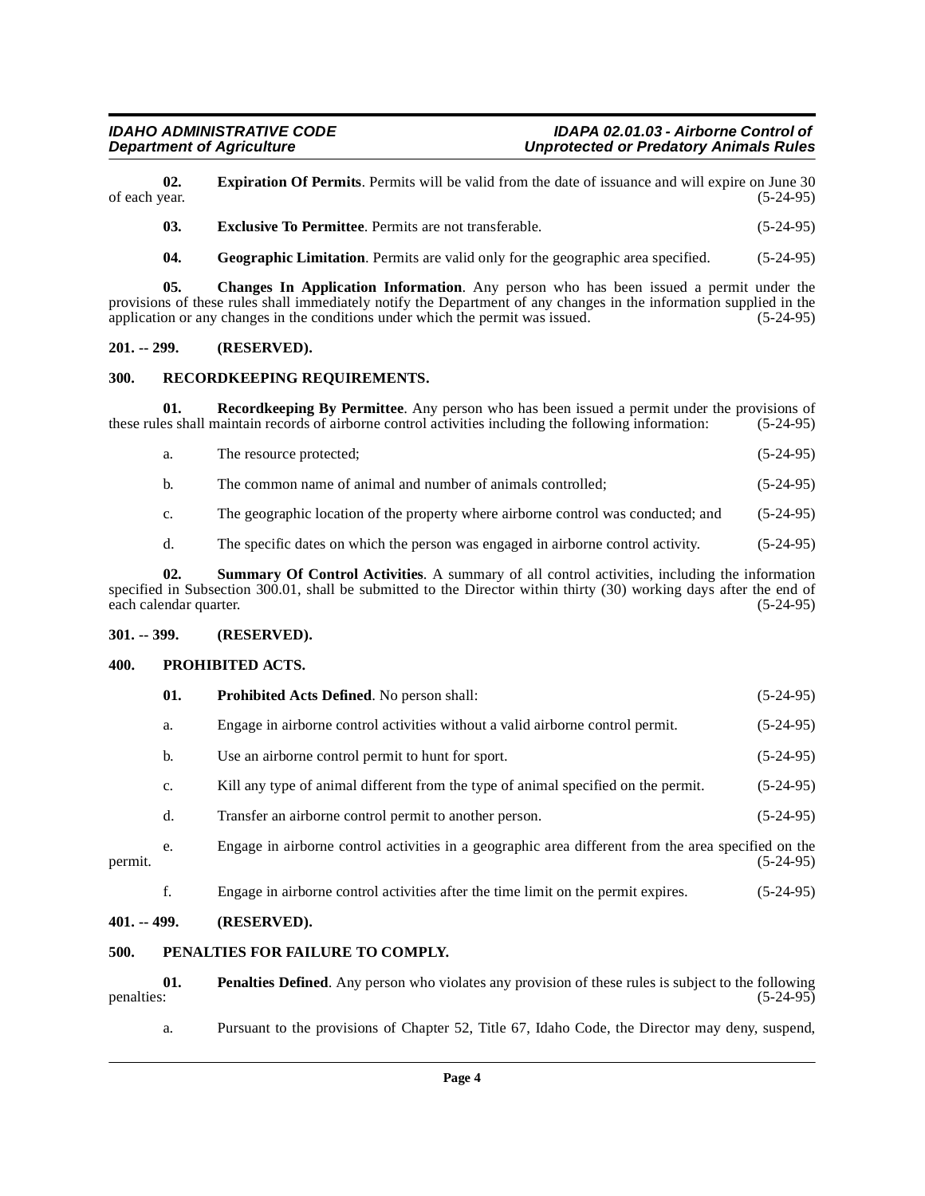**02. Expiration Of Permits**. Permits will be valid from the date of issuance and will expire on June 30 of each year. (5-24-95)

**03. Exclusive To Permittee**. Permits are not transferable. (5-24-95)

**04. Geographic Limitation**. Permits are valid only for the geographic area specified. (5-24-95)

**05. Changes In Application Information**. Any person who has been issued a permit under the provisions of these rules shall immediately notify the Department of any changes in the information supplied in the application or any changes in the conditions under which the permit was issued. (5-24-95)

## 201. -- 299. (RESERVED).

## 300. RECORDKEEPING REQUIREMENTS.

**01. Recordkeeping By Permittee**. Any person who has been issued a permit under the provisions of these rules shall maintain records of airborne control activities including the following information: (5-24-95)

a. The resource protected; (5-24-95)

b. The common name of animal and number of animals controlled; (5-24-95)

c. The geographic location of the property where airborne control was conducted; and (5-24-95)

d. The specific dates on which the person was engaged in airborne control activity. (5-24-95)

**02. Summary Of Control Activities**. A summary of all control activities, including the information specified in Subsection 300.01, shall be submitted to the Director within thirty (30) working days after the end of each calendar quarter. (5-24-95)

## 301. -- 399. (RESERVED).

## 400. PROHIBITED ACTS.

**01. Prohibited Acts Defined**. No person shall: (5-24-95)

a. Engage in airborne control activities without a valid airborne control permit. (5-24-95)

b. Use an airborne control permit to hunt for sport. (5-24-95)

c. Kill any type of animal different from the type of animal specified on the permit. (5-24-95)

d. Transfer an airborne control permit to another person. (5-24-95)

e. Engage in airborne control activities in a geographic area different from the area specified on the permit. (5-24-95)

f. Engage in airborne control activities after the time limit on the permit expires. (5-24-95)

## 401. -- 499. (RESERVED).

## 500. PENALTIES FOR FAILURE TO COMPLY.

**01. Penalties Defined**. Any person who violates any provision of these rules is subject to the following penalties: (5-24-95)

a. Pursuant to the provisions of Chapter 52, Title 67, Idaho Code, the Director may deny, suspend,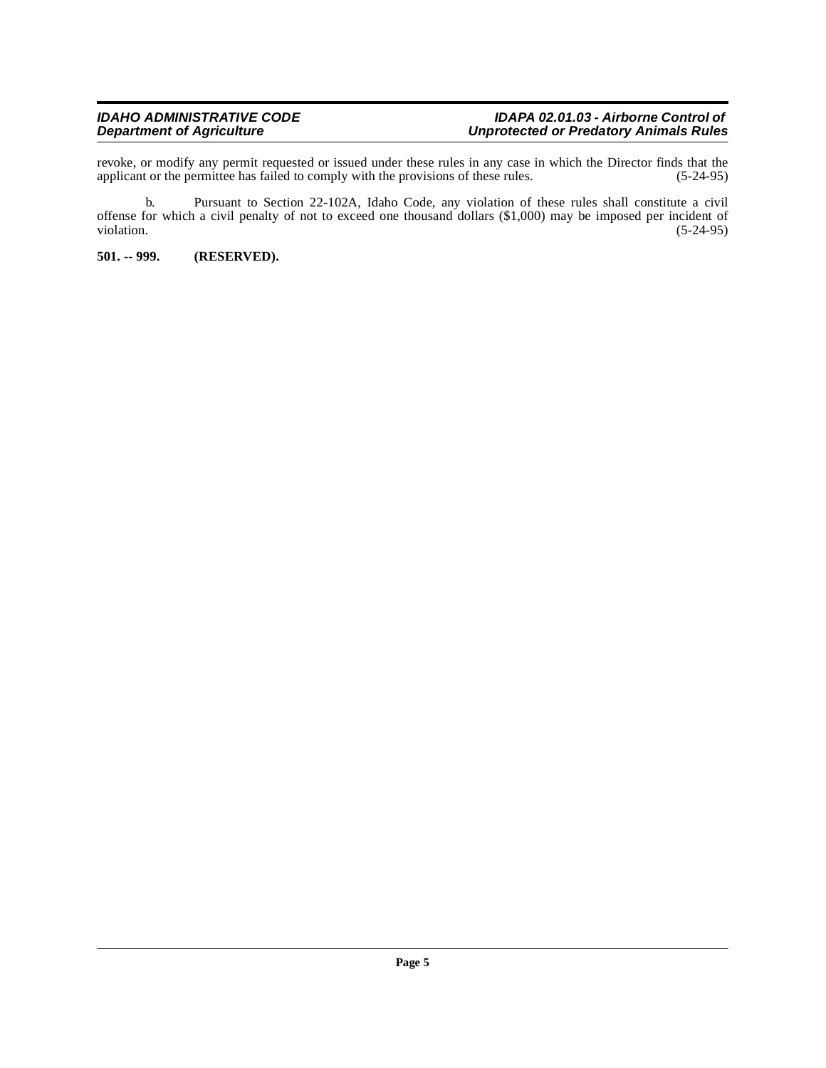revoke, or modify any permit requested or issued under these rules in any case in which the Director finds that the applicant or the permittee has failed to comply with the provisions of these rules. (5-24-95)

b. Pursuant to Section 22-102A, Idaho Code, any violation of these rules shall constitute a civil offense for which a civil penalty of not to exceed one thousand dollars ($1,000) may be imposed per incident of violation. (5-24-95)

**501. -- 999. (RESERVED).**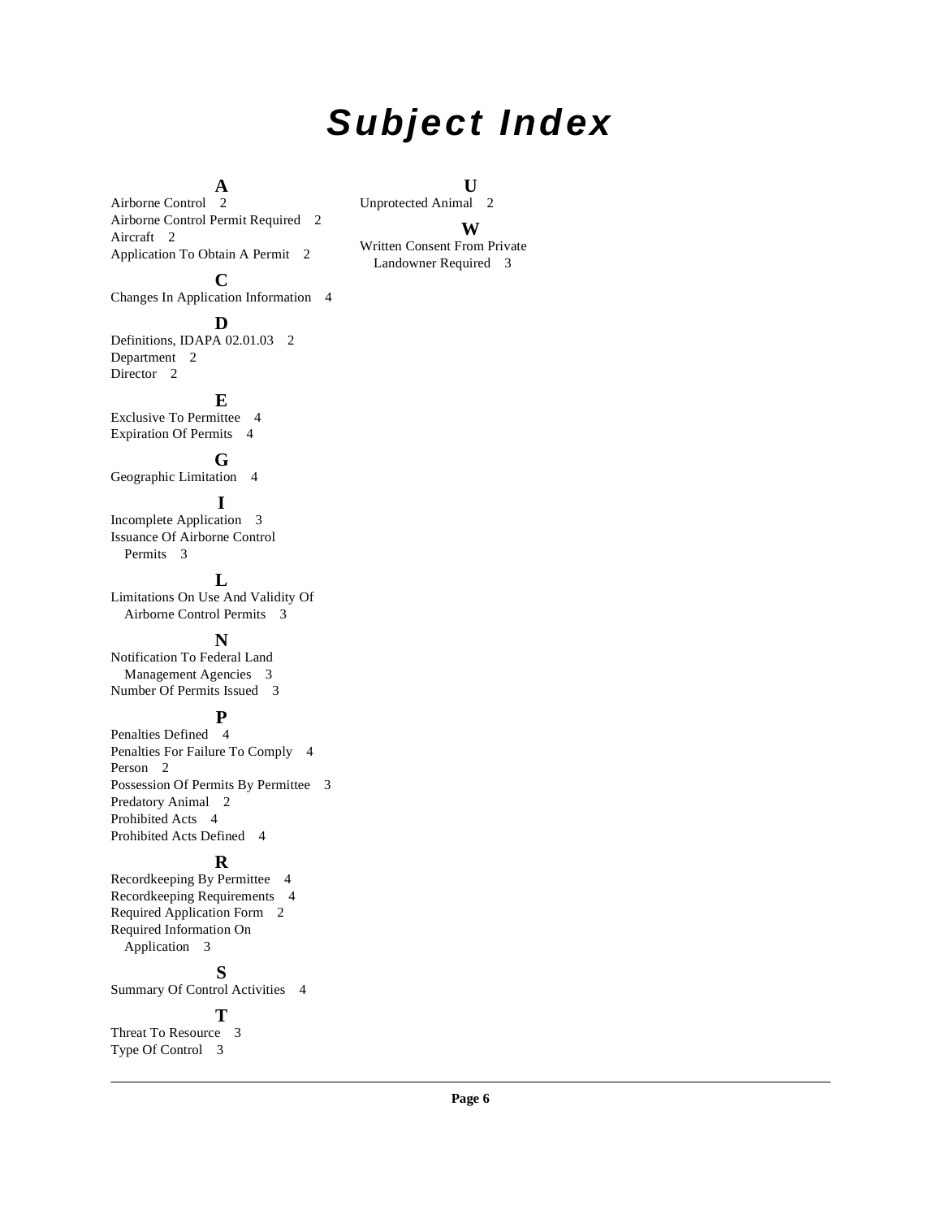# *Subject Index*

**A**

Airborne Control 2
Airborne Control Permit Required 2
Aircraft 2
Application To Obtain A Permit 2

**C**

Changes In Application Information 4

**D**

Definitions, IDAPA 02.01.03 2
Department 2
Director 2

**E**

Exclusive To Permittee 4
Expiration Of Permits 4

**G**

Geographic Limitation 4

**I**

Incomplete Application 3
Issuance Of Airborne Control Permits 3

**L**

Limitations On Use And Validity Of Airborne Control Permits 3

**N**

Notification To Federal Land Management Agencies 3
Number Of Permits Issued 3

**P**

Penalties Defined 4
Penalties For Failure To Comply 4
Person 2
Possession Of Permits By Permittee 3
Predatory Animal 2
Prohibited Acts 4
Prohibited Acts Defined 4

**R**

Recordkeeping By Permittee 4
Recordkeeping Requirements 4
Required Application Form 2
Required Information On Application 3

**S**

Summary Of Control Activities 4

**T**

Threat To Resource 3
Type Of Control 3

**U**

Unprotected Animal 2

**W**

Written Consent From Private Landowner Required 3